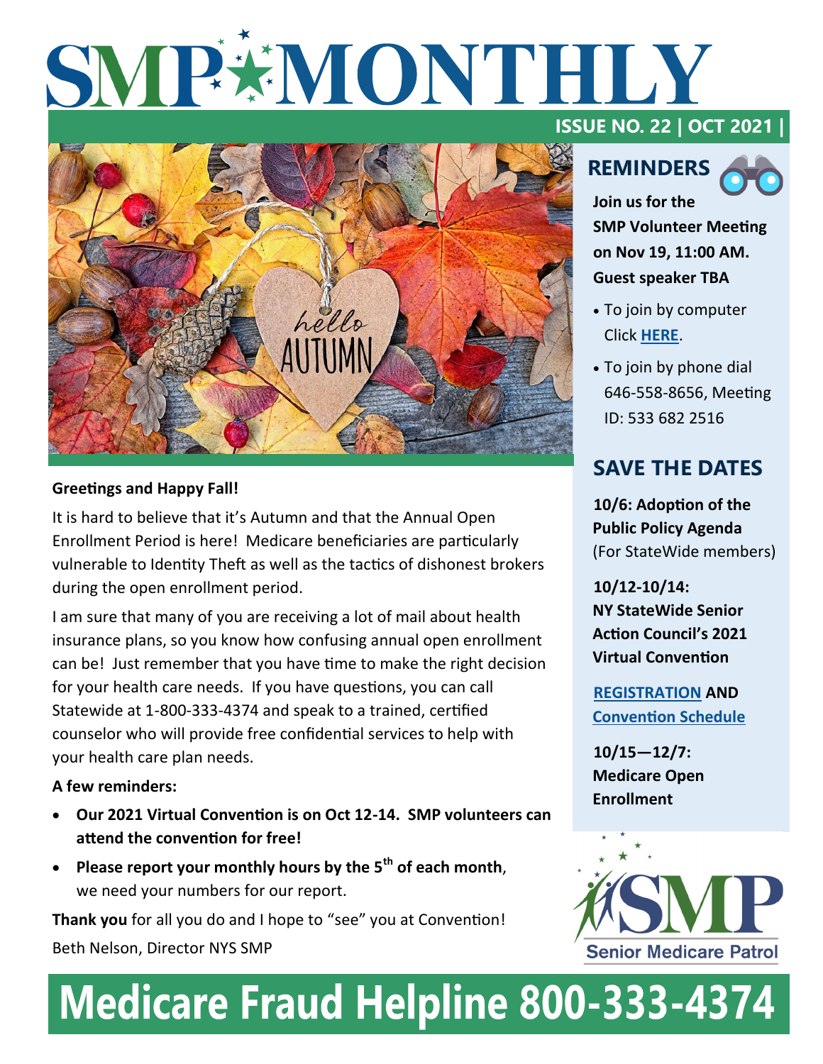# SMP MONTHLY

**ISSUE NO. 22 | OCT 2021 |**

**Greetings and Happy Fall!**

It is hard to believe that it's Autumn and that the Annual Open Enrollment Period is here! Medicare beneficiaries are particularly vulnerable to Identity Theft as well as the tactics of dishonest brokers during the open enrollment period.

I am sure that many of you are receiving a lot of mail about health insurance plans, so you know how confusing annual open enrollment can be! Just remember that you have time to make the right decision for your health care needs. If you have questions, you can call Statewide at 1-800-333-4374 and speak to a trained, certified counselor who will provide free confidential services to help with your health care plan needs.

**A few reminders:**

- **Our 2021 Virtual Convention is on Oct 12-14. SMP volunteers can attend the convention for free!**
- **Please report your monthly hours by the 5th of each month**, we need your numbers for our report.

**Thank you** for all you do and I hope to "see" you at Convention!

Beth Nelson, Director NYS SMP

## REMINDERS

**Join us for the SMP Volunteer Meeting on Nov 19, 11:00 AM. Guest speaker TBA**

- To join by computer Click **HERE**.
- To join by phone dial 646-558-8656, Meeting ID: 533 682 2516

## SAVE THE DATES

**10/6: Adoption of the Public Policy Agenda** (For StateWide members)

**10/12-10/14: NY StateWide Senior Action Council's 2021 Virtual Convention**

**REGISTRATION AND Convention Schedule**

**10/15—12/7: Medicare Open Enrollment**

SMP Senior Medicare Patrol

# Medicare Fraud Helpline 800-333-4374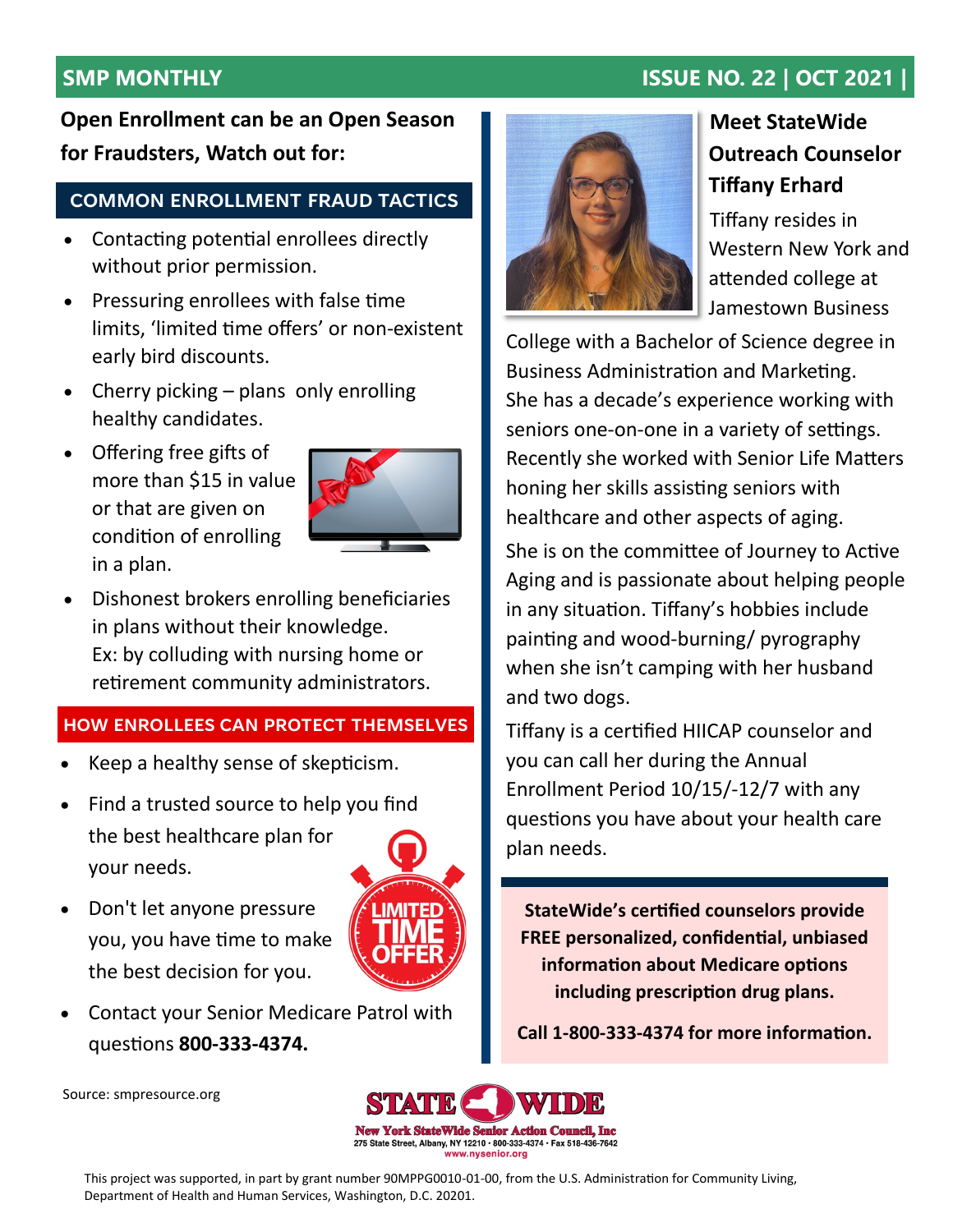SMP MONTHLY — ISSUE NO. 22 | OCT 2021 |

## Open Enrollment can be an Open Season for Fraudsters, Watch out for:

### COMMON ENROLLMENT FRAUD TACTICS

- Contacting potential enrollees directly without prior permission.
- Pressuring enrollees with false time limits, 'limited time offers' or non-existent early bird discounts.
- Cherry picking – plans only enrolling healthy candidates.
- Offering free gifts of more than $15 in value or that are given on condition of enrolling in a plan.
- Dishonest brokers enrolling beneficiaries in plans without their knowledge. Ex: by colluding with nursing home or retirement community administrators.

### HOW ENROLLEES CAN PROTECT THEMSELVES

- Keep a healthy sense of skepticism.
- Find a trusted source to help you find the best healthcare plan for your needs.
- Don't let anyone pressure you, you have time to make the best decision for you.
- Contact your Senior Medicare Patrol with questions **800-333-4374.**

Source: smpresource.org

## Meet StateWide Outreach Counselor Tiffany Erhard

Tiffany resides in Western New York and attended college at Jamestown Business College with a Bachelor of Science degree in Business Administration and Marketing. She has a decade's experience working with seniors one-on-one in a variety of settings. Recently she worked with Senior Life Matters honing her skills assisting seniors with healthcare and other aspects of aging.

She is on the committee of Journey to Active Aging and is passionate about helping people in any situation. Tiffany's hobbies include painting and wood-burning/ pyrography when she isn't camping with her husband and two dogs.

Tiffany is a certified HIICAP counselor and you can call her during the Annual Enrollment Period 10/15/-12/7 with any questions you have about your health care plan needs.

**StateWide's certified counselors provide FREE personalized, confidential, unbiased information about Medicare options including prescription drug plans.**

**Call 1-800-333-4374 for more information.**

STATE WIDE
New York StateWide Senior Action Council, Inc
275 State Street, Albany, NY 12210 • 800-333-4374 • Fax 518-436-7642
www.nysenior.org

This project was supported, in part by grant number 90MPPG0010-01-00, from the U.S. Administration for Community Living, Department of Health and Human Services, Washington, D.C. 20201.